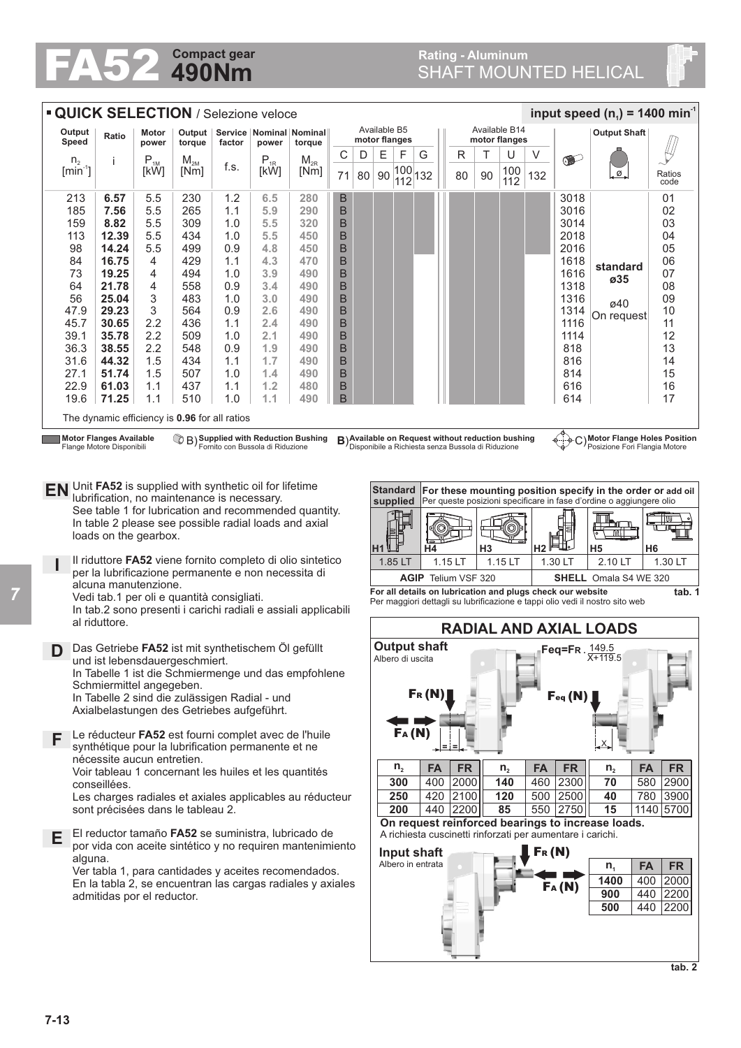# FA52 Compact gear 490Nm

Rating - Aluminum
SHAFT MOUNTED HELICAL

## QUICK SELECTION / Selezione veloce

input speed ($n_1$) = 1400 min$^{-1}$

| Output Speed $n_2$ [min$^{-1}$] | Ratio i | Motor power $P_{1M}$ [kW] | Output torque $M_{2M}$ [Nm] | Service factor f.s. | Nominal power $P_{1R}$ [kW] | Nominal torque $M_{2R}$ [Nm] | Available B5 motor flanges C 71 | D 80 | E 90 | F 100/112 | G 132 | Available B14 motor flanges R 80 | T 90 | U 100/112 | V 132 | | Output Shaft | Ratios code |
|---|---|---|---|---|---|---|---|---|---|---|---|---|---|---|---|---|---|---|
| 213 | **6.57** | 5.5 | 230 | 1.2 | 6.5 | 280 | B | | | | | | | | | 3018 | standard ø35 | 01 |
| 185 | **7.56** | 5.5 | 265 | 1.1 | 5.9 | 290 | B | | | | | | | | | 3016 | | 02 |
| 159 | **8.82** | 5.5 | 309 | 1.0 | 5.5 | 320 | B | | | | | | | | | 3014 | | 03 |
| 113 | **12.39** | 5.5 | 434 | 1.0 | 5.5 | 450 | B | | | | | | | | | 2018 | | 04 |
| 98 | **14.24** | 5.5 | 499 | 0.9 | 4.8 | 450 | B | | | | | | | | | 2016 | | 05 |
| 84 | **16.75** | 4 | 429 | 1.1 | 4.3 | 470 | B | | | | | | | | | 1618 | | 06 |
| 73 | **19.25** | 4 | 494 | 1.0 | 3.9 | 490 | B | | | | | | | | | 1616 | | 07 |
| 64 | **21.78** | 4 | 558 | 0.9 | 3.4 | 490 | B | | | | | | | | | 1318 | | 08 |
| 56 | **25.04** | 3 | 483 | 1.0 | 3.0 | 490 | B | | | | | | | | | 1316 | ø40 On request | 09 |
| 47.9 | **29.23** | 3 | 564 | 0.9 | 2.6 | 490 | B | | | | | | | | | 1314 | | 10 |
| 45.7 | **30.65** | 2.2 | 436 | 1.1 | 2.4 | 490 | B | | | | | | | | | 1116 | | 11 |
| 39.1 | **35.78** | 2.2 | 509 | 1.0 | 2.1 | 490 | B | | | | | | | | | 1114 | | 12 |
| 36.3 | **38.55** | 2.2 | 548 | 0.9 | 1.9 | 490 | B | | | | | | | | | 818 | | 13 |
| 31.6 | **44.32** | 1.5 | 434 | 1.1 | 1.7 | 490 | B | | | | | | | | | 816 | | 14 |
| 27.1 | **51.74** | 1.5 | 507 | 1.0 | 1.4 | 490 | B | | | | | | | | | 814 | | 15 |
| 22.9 | **61.03** | 1.1 | 437 | 1.1 | 1.2 | 480 | B | | | | | | | | | 616 | | 16 |
| 19.6 | **71.25** | 1.1 | 510 | 1.0 | 1.1 | 490 | B | | | | | | | | | 614 | | 17 |

The dynamic efficiency is **0.96** for all ratios

Motor Flanges Available / Flange Motore Disponibili — B) **Supplied with Reduction Bushing** / Fornito con Bussola di Riduzione — B) **Available on Request without reduction bushing** / Disponibile a Richiesta senza Bussola di Riduzione — C) **Motor Flange Holes Position** / Posizione Fori Flangia Motore

**EN** Unit **FA52** is supplied with synthetic oil for lifetime lubrification, no maintenance is necessary.
See table 1 for lubrication and recommended quantity.
In table 2 please see possible radial loads and axial loads on the gearbox.

**I** Il riduttore **FA52** viene fornito completo di olio sintetico per la lubrificazione permanente e non necessita di alcuna manutenzione.
Vedi tab.1 per oli e quantità consigliati.
In tab.2 sono presenti i carichi radiali e assiali applicabili al riduttore.

**D** Das Getriebe **FA52** ist mit synthetischem Öl gefüllt und ist lebensdauergeschmiert.
In Tabelle 1 ist die Schmiermenge und das empfohlene Schmiermittel angegeben.
In Tabelle 2 sind die zulässigen Radial - und Axialbelastungen des Getriebes aufgeführt.

**F** Le réducteur **FA52** est fourni complet avec de l'huile synthétique pour la lubrification permanente et ne nécessite aucun entretien.
Voir tableau 1 concernant les huiles et les quantités conseillées.
Les charges radiales et axiales applicables au réducteur sont précisées dans le tableau 2.

**E** El reductor tamaño **FA52** se suministra, lubricado de por vida con aceite sintético y no requiren mantenimiento alguna.
Ver tabla 1, para cantidades y aceites recomendados.
En la tabla 2, se encuentran las cargas radiales y axiales admitidas por el reductor.

| Standard supplied | For these mounting position specify in the order or add oil / Per queste posizioni specificare in fase d'ordine o aggiungere olio | | | | |
|---|---|---|---|---|---|
| H1 | H4 | H3 | H2 | H5 | H6 |
| 1.85 LT | 1.15 LT | 1.15 LT | 1.30 LT | 2.10 LT | 1.30 LT |
| **AGIP** Telium VSF 320 | | | **SHELL** Omala S4 WE 320 | | |

**For all details on lubrication and plugs check our website**
Per maggiori dettagli su lubrificazione e tappi olio vedi il nostro sito web
**tab. 1**

## RADIAL AND AXIAL LOADS

**Output shaft**
Albero di uscita

$F_R$ (N), $F_A$ (N), $F_{eq}$ (N)

$$F_{eq} = F_R \cdot \frac{149.5}{X + 119.5}$$

| $n_2$ | FA | FR | $n_2$ | FA | FR | $n_2$ | FA | FR |
|---|---|---|---|---|---|---|---|---|
| **300** | 400 | 2000 | **140** | 460 | 2300 | **70** | 580 | 2900 |
| **250** | 420 | 2100 | **120** | 500 | 2500 | **40** | 780 | 3900 |
| **200** | 440 | 2200 | **85** | 550 | 2750 | **15** | 1140 | 5700 |

**On request reinforced bearings to increase loads.**
A richiesta cuscinetti rinforzati per aumentare i carichi.

**Input shaft**
Albero in entrata

| $n_1$ | FA | FR |
|---|---|---|
| **1400** | 400 | 2000 |
| **900** | 440 | 2200 |
| **500** | 440 | 2200 |

**tab. 2**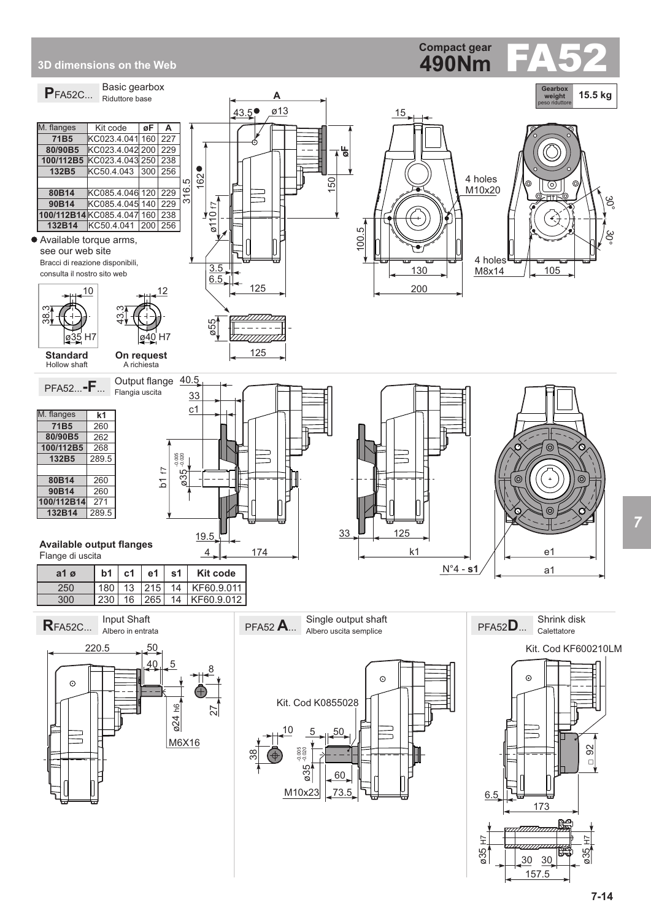3D dimensions on the Web

# Compact gear 490Nm FA52

## PFA52C... Basic gearbox
Riduttore base

Gearbox weight / peso riduttore: 15.5 kg

| M. flanges | Kit code | øF | A |
|---|---|---|---|
| 71B5 | KC023.4.041 | 160 | 227 |
| 80/90B5 | KC023.4.042 | 200 | 229 |
| 100/112B5 | KC023.4.043 | 250 | 238 |
| 132B5 | KC50.4.043 | 300 | 256 |
| | | | |
| 80B14 | KC085.4.046 | 120 | 229 |
| 90B14 | KC085.4.045 | 140 | 229 |
| 100/112B14 | KC085.4.047 | 160 | 238 |
| 132B14 | KC50.4.041 | 200 | 256 |

● Available torque arms, see our web site
Bracci di reazione disponibili, consulta il nostro sito web

Standard
Hollow shaft
10, 38.3, ø35 H7

On request
A richiesta
12, 43.3, ø40 H7

A
43.5● ø13
316.5
162●
ø110 f7
150
øF
3.5
6.5
125
ø55
125
15
4 holes M10x20
100.5
130
200
4 holes M8x14
105
30°
30°

## PFA52...-F... Output flange
Flangia uscita

| M. flanges | k1 |
|---|---|
| 71B5 | 260 |
| 80/90B5 | 262 |
| 100/112B5 | 268 |
| 132B5 | 289.5 |
| | |
| 80B14 | 260 |
| 90B14 | 260 |
| 100/112B14 | 271 |
| 132B14 | 289.5 |

40.5
33
c1
b1 f7
ø35 -0.005 -0.020
19.5
4
174
33
125
k1
N°4 - s1
e1
a1

**Available output flanges**
Flange di uscita

| a1 ø | b1 | c1 | e1 | s1 | Kit code |
|---|---|---|---|---|---|
| 250 | 180 | 13 | 215 | 14 | KF60.9.011 |
| 300 | 230 | 16 | 265 | 14 | KF60.9.012 |

## RFA52C... Input Shaft
Albero in entrata

220.5
50
40
5
8
27
ø24 h6
M6X16

## PFA52 A... Single output shaft
Albero uscita semplice

Kit. Cod K0855028

10
5
50
38
ø35 -0.005 -0.020
60
M10x23
73.5

## PFA52D... Shrink disk
Calettatore

Kit. Cod KF600210LM

□ 92
6.5
173
ø35 H7
ø35 H7
30
30
157.5